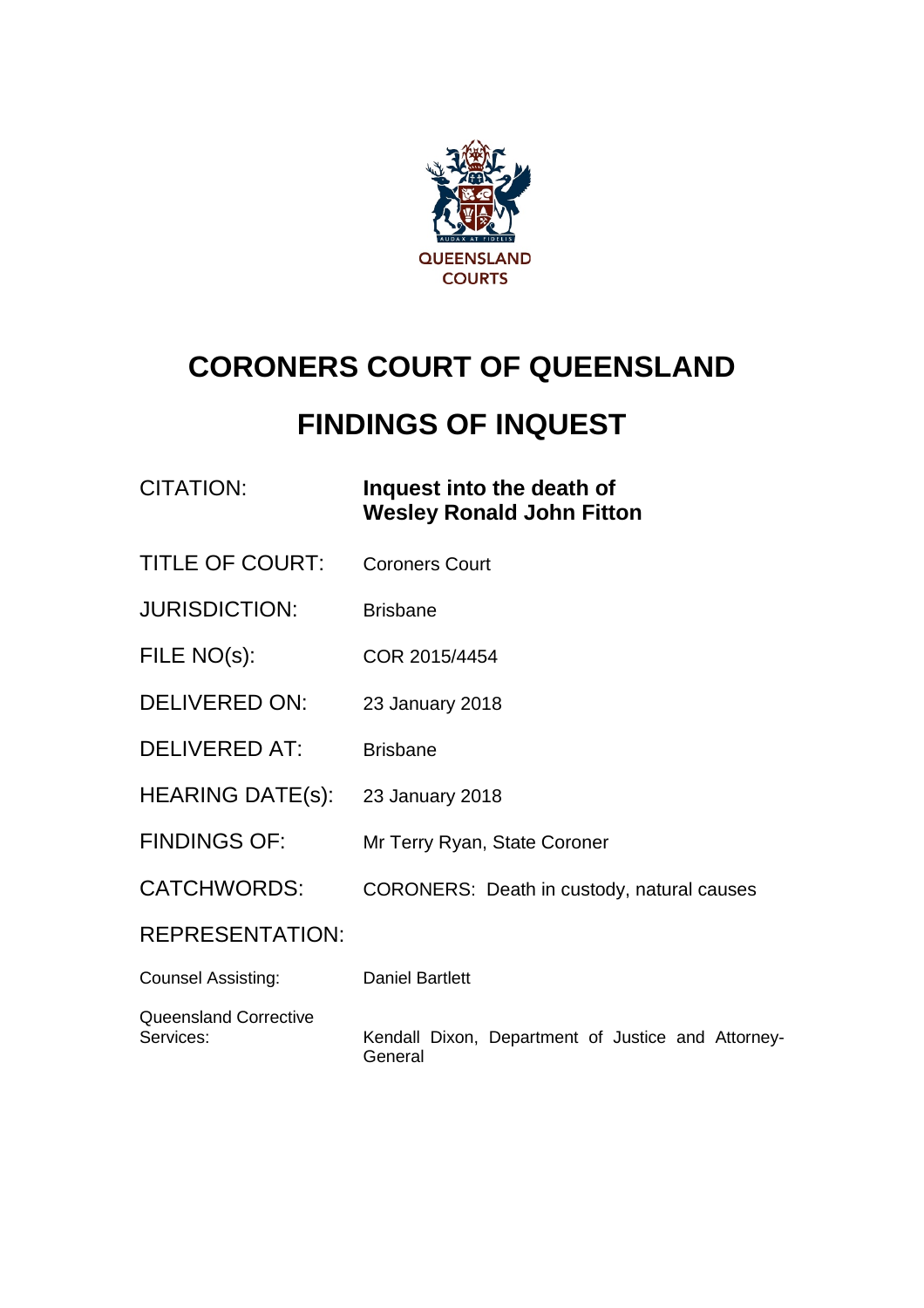QUEENSLAND COURTS

# CORONERS COURT OF QUEENSLAND

# FINDINGS OF INQUEST

| | |
|---|---|
| CITATION: | **Inquest into the death of Wesley Ronald John Fitton** |
| TITLE OF COURT: | Coroners Court |
| JURISDICTION: | Brisbane |
| FILE NO(s): | COR 2015/4454 |
| DELIVERED ON: | 23 January 2018 |
| DELIVERED AT: | Brisbane |
| HEARING DATE(s): | 23 January 2018 |
| FINDINGS OF: | Mr Terry Ryan, State Coroner |
| CATCHWORDS: | CORONERS: Death in custody, natural causes |

REPRESENTATION:

| | |
|---|---|
| Counsel Assisting: | Daniel Bartlett |
| Queensland Corrective Services: | Kendall Dixon, Department of Justice and Attorney-General |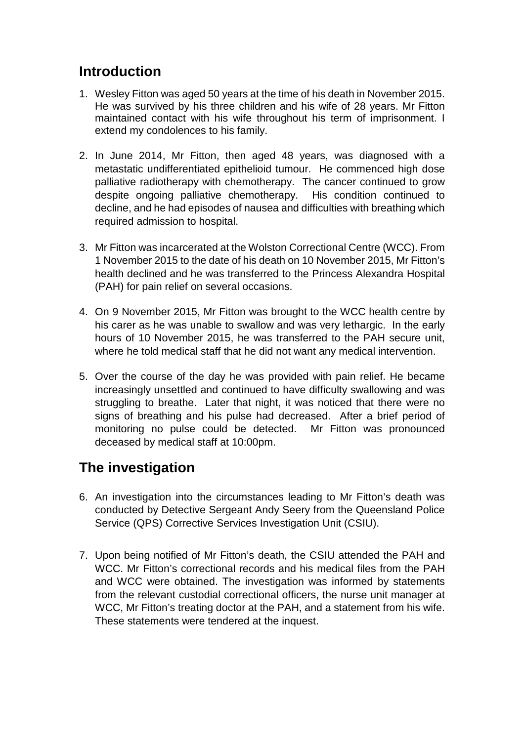## Introduction

1. Wesley Fitton was aged 50 years at the time of his death in November 2015. He was survived by his three children and his wife of 28 years. Mr Fitton maintained contact with his wife throughout his term of imprisonment. I extend my condolences to his family.

2. In June 2014, Mr Fitton, then aged 48 years, was diagnosed with a metastatic undifferentiated epithelioid tumour. He commenced high dose palliative radiotherapy with chemotherapy. The cancer continued to grow despite ongoing palliative chemotherapy. His condition continued to decline, and he had episodes of nausea and difficulties with breathing which required admission to hospital.

3. Mr Fitton was incarcerated at the Wolston Correctional Centre (WCC). From 1 November 2015 to the date of his death on 10 November 2015, Mr Fitton's health declined and he was transferred to the Princess Alexandra Hospital (PAH) for pain relief on several occasions.

4. On 9 November 2015, Mr Fitton was brought to the WCC health centre by his carer as he was unable to swallow and was very lethargic. In the early hours of 10 November 2015, he was transferred to the PAH secure unit, where he told medical staff that he did not want any medical intervention.

5. Over the course of the day he was provided with pain relief. He became increasingly unsettled and continued to have difficulty swallowing and was struggling to breathe. Later that night, it was noticed that there were no signs of breathing and his pulse had decreased. After a brief period of monitoring no pulse could be detected. Mr Fitton was pronounced deceased by medical staff at 10:00pm.

## The investigation

6. An investigation into the circumstances leading to Mr Fitton's death was conducted by Detective Sergeant Andy Seery from the Queensland Police Service (QPS) Corrective Services Investigation Unit (CSIU).

7. Upon being notified of Mr Fitton's death, the CSIU attended the PAH and WCC. Mr Fitton's correctional records and his medical files from the PAH and WCC were obtained. The investigation was informed by statements from the relevant custodial correctional officers, the nurse unit manager at WCC, Mr Fitton's treating doctor at the PAH, and a statement from his wife. These statements were tendered at the inquest.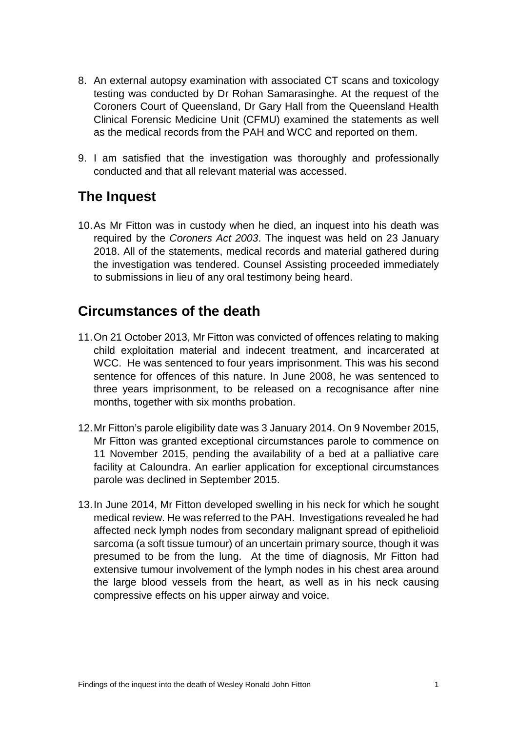8. An external autopsy examination with associated CT scans and toxicology testing was conducted by Dr Rohan Samarasinghe. At the request of the Coroners Court of Queensland, Dr Gary Hall from the Queensland Health Clinical Forensic Medicine Unit (CFMU) examined the statements as well as the medical records from the PAH and WCC and reported on them.

9. I am satisfied that the investigation was thoroughly and professionally conducted and that all relevant material was accessed.

## The Inquest

10. As Mr Fitton was in custody when he died, an inquest into his death was required by the *Coroners Act 2003*. The inquest was held on 23 January 2018. All of the statements, medical records and material gathered during the investigation was tendered. Counsel Assisting proceeded immediately to submissions in lieu of any oral testimony being heard.

## Circumstances of the death

11. On 21 October 2013, Mr Fitton was convicted of offences relating to making child exploitation material and indecent treatment, and incarcerated at WCC. He was sentenced to four years imprisonment. This was his second sentence for offences of this nature. In June 2008, he was sentenced to three years imprisonment, to be released on a recognisance after nine months, together with six months probation.

12. Mr Fitton's parole eligibility date was 3 January 2014. On 9 November 2015, Mr Fitton was granted exceptional circumstances parole to commence on 11 November 2015, pending the availability of a bed at a palliative care facility at Caloundra. An earlier application for exceptional circumstances parole was declined in September 2015.

13. In June 2014, Mr Fitton developed swelling in his neck for which he sought medical review. He was referred to the PAH. Investigations revealed he had affected neck lymph nodes from secondary malignant spread of epithelioid sarcoma (a soft tissue tumour) of an uncertain primary source, though it was presumed to be from the lung. At the time of diagnosis, Mr Fitton had extensive tumour involvement of the lymph nodes in his chest area around the large blood vessels from the heart, as well as in his neck causing compressive effects on his upper airway and voice.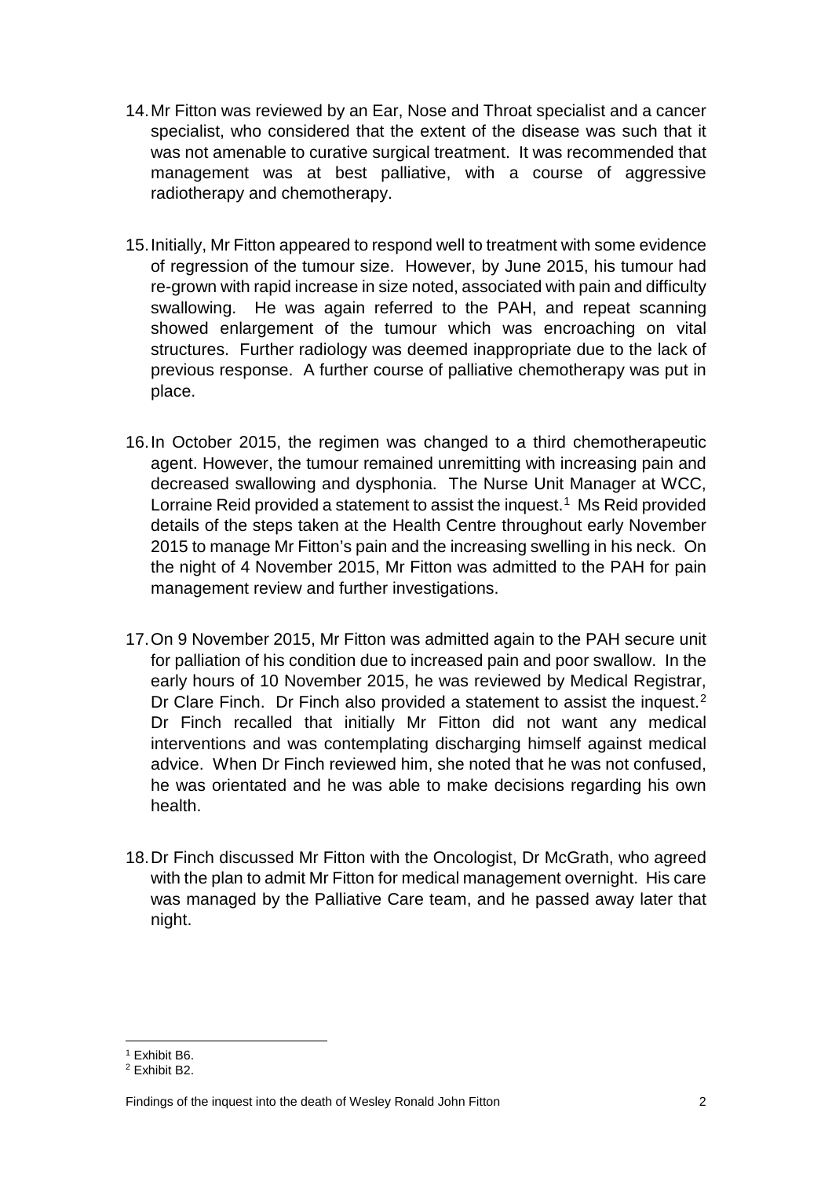14. Mr Fitton was reviewed by an Ear, Nose and Throat specialist and a cancer specialist, who considered that the extent of the disease was such that it was not amenable to curative surgical treatment. It was recommended that management was at best palliative, with a course of aggressive radiotherapy and chemotherapy.

15. Initially, Mr Fitton appeared to respond well to treatment with some evidence of regression of the tumour size. However, by June 2015, his tumour had re-grown with rapid increase in size noted, associated with pain and difficulty swallowing. He was again referred to the PAH, and repeat scanning showed enlargement of the tumour which was encroaching on vital structures. Further radiology was deemed inappropriate due to the lack of previous response. A further course of palliative chemotherapy was put in place.

16. In October 2015, the regimen was changed to a third chemotherapeutic agent. However, the tumour remained unremitting with increasing pain and decreased swallowing and dysphonia. The Nurse Unit Manager at WCC, Lorraine Reid provided a statement to assist the inquest.[1] Ms Reid provided details of the steps taken at the Health Centre throughout early November 2015 to manage Mr Fitton's pain and the increasing swelling in his neck. On the night of 4 November 2015, Mr Fitton was admitted to the PAH for pain management review and further investigations.

17. On 9 November 2015, Mr Fitton was admitted again to the PAH secure unit for palliation of his condition due to increased pain and poor swallow. In the early hours of 10 November 2015, he was reviewed by Medical Registrar, Dr Clare Finch. Dr Finch also provided a statement to assist the inquest.[2] Dr Finch recalled that initially Mr Fitton did not want any medical interventions and was contemplating discharging himself against medical advice. When Dr Finch reviewed him, she noted that he was not confused, he was orientated and he was able to make decisions regarding his own health.

18. Dr Finch discussed Mr Fitton with the Oncologist, Dr McGrath, who agreed with the plan to admit Mr Fitton for medical management overnight. His care was managed by the Palliative Care team, and he passed away later that night.

---

[1] Exhibit B6.

[2] Exhibit B2.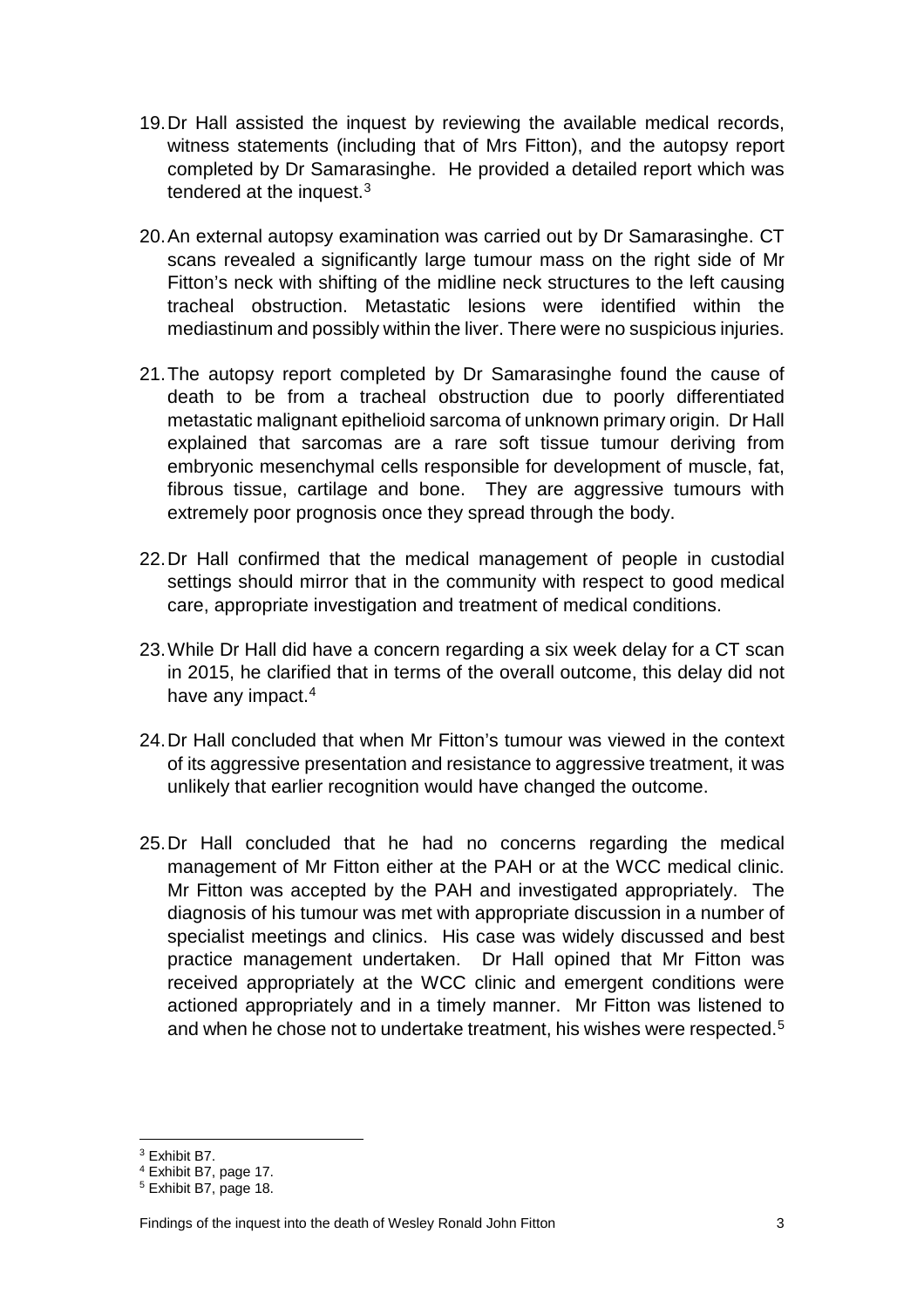19. Dr Hall assisted the inquest by reviewing the available medical records, witness statements (including that of Mrs Fitton), and the autopsy report completed by Dr Samarasinghe. He provided a detailed report which was tendered at the inquest.[3]

20. An external autopsy examination was carried out by Dr Samarasinghe. CT scans revealed a significantly large tumour mass on the right side of Mr Fitton's neck with shifting of the midline neck structures to the left causing tracheal obstruction. Metastatic lesions were identified within the mediastinum and possibly within the liver. There were no suspicious injuries.

21. The autopsy report completed by Dr Samarasinghe found the cause of death to be from a tracheal obstruction due to poorly differentiated metastatic malignant epithelioid sarcoma of unknown primary origin. Dr Hall explained that sarcomas are a rare soft tissue tumour deriving from embryonic mesenchymal cells responsible for development of muscle, fat, fibrous tissue, cartilage and bone. They are aggressive tumours with extremely poor prognosis once they spread through the body.

22. Dr Hall confirmed that the medical management of people in custodial settings should mirror that in the community with respect to good medical care, appropriate investigation and treatment of medical conditions.

23. While Dr Hall did have a concern regarding a six week delay for a CT scan in 2015, he clarified that in terms of the overall outcome, this delay did not have any impact.[4]

24. Dr Hall concluded that when Mr Fitton's tumour was viewed in the context of its aggressive presentation and resistance to aggressive treatment, it was unlikely that earlier recognition would have changed the outcome.

25. Dr Hall concluded that he had no concerns regarding the medical management of Mr Fitton either at the PAH or at the WCC medical clinic. Mr Fitton was accepted by the PAH and investigated appropriately. The diagnosis of his tumour was met with appropriate discussion in a number of specialist meetings and clinics. His case was widely discussed and best practice management undertaken. Dr Hall opined that Mr Fitton was received appropriately at the WCC clinic and emergent conditions were actioned appropriately and in a timely manner. Mr Fitton was listened to and when he chose not to undertake treatment, his wishes were respected.[5]

---

[3] Exhibit B7.
[4] Exhibit B7, page 17.
[5] Exhibit B7, page 18.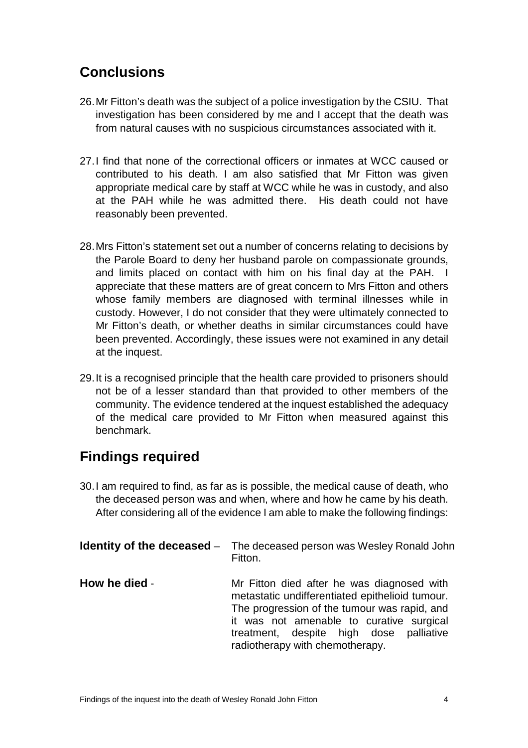## Conclusions

26. Mr Fitton's death was the subject of a police investigation by the CSIU. That investigation has been considered by me and I accept that the death was from natural causes with no suspicious circumstances associated with it.

27. I find that none of the correctional officers or inmates at WCC caused or contributed to his death. I am also satisfied that Mr Fitton was given appropriate medical care by staff at WCC while he was in custody, and also at the PAH while he was admitted there. His death could not have reasonably been prevented.

28. Mrs Fitton's statement set out a number of concerns relating to decisions by the Parole Board to deny her husband parole on compassionate grounds, and limits placed on contact with him on his final day at the PAH. I appreciate that these matters are of great concern to Mrs Fitton and others whose family members are diagnosed with terminal illnesses while in custody. However, I do not consider that they were ultimately connected to Mr Fitton's death, or whether deaths in similar circumstances could have been prevented. Accordingly, these issues were not examined in any detail at the inquest.

29. It is a recognised principle that the health care provided to prisoners should not be of a lesser standard than that provided to other members of the community. The evidence tendered at the inquest established the adequacy of the medical care provided to Mr Fitton when measured against this benchmark.

## Findings required

30. I am required to find, as far as is possible, the medical cause of death, who the deceased person was and when, where and how he came by his death. After considering all of the evidence I am able to make the following findings:

**Identity of the deceased** – The deceased person was Wesley Ronald John Fitton.

**How he died** - Mr Fitton died after he was diagnosed with metastatic undifferentiated epithelioid tumour. The progression of the tumour was rapid, and it was not amenable to curative surgical treatment, despite high dose palliative radiotherapy with chemotherapy.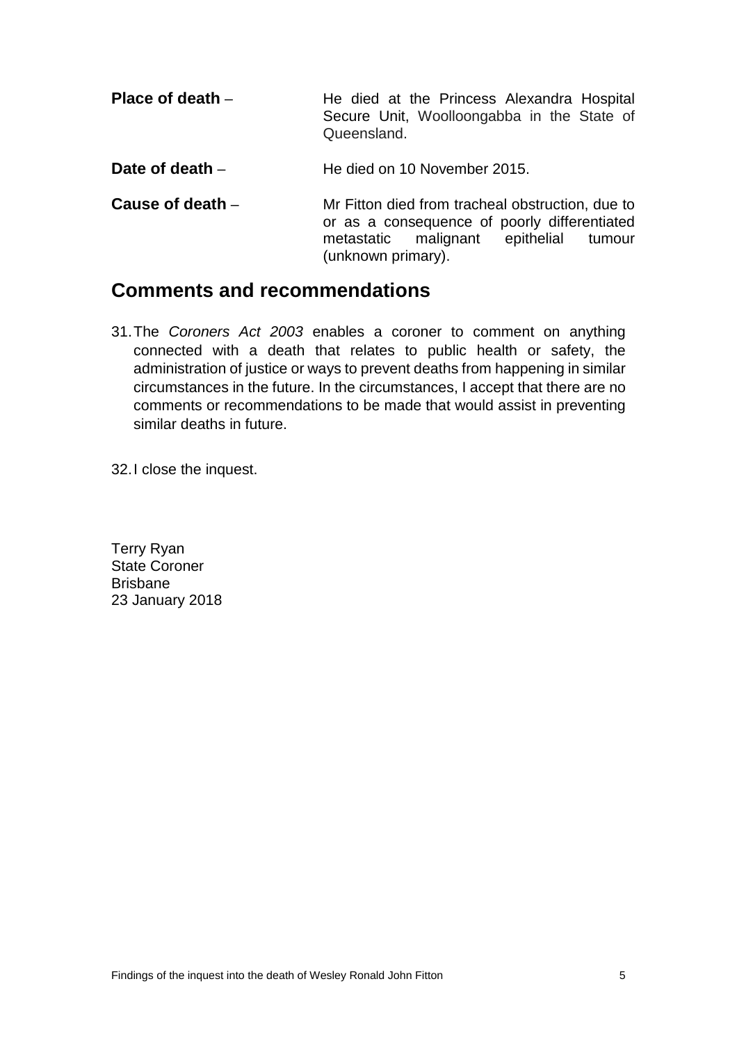**Place of death** – He died at the Princess Alexandra Hospital Secure Unit, Woolloongabba in the State of Queensland.

**Date of death** – He died on 10 November 2015.

**Cause of death** – Mr Fitton died from tracheal obstruction, due to or as a consequence of poorly differentiated metastatic malignant epithelial tumour (unknown primary).

## Comments and recommendations

31. The *Coroners Act 2003* enables a coroner to comment on anything connected with a death that relates to public health or safety, the administration of justice or ways to prevent deaths from happening in similar circumstances in the future. In the circumstances, I accept that there are no comments or recommendations to be made that would assist in preventing similar deaths in future.

32. I close the inquest.

Terry Ryan
State Coroner
Brisbane
23 January 2018